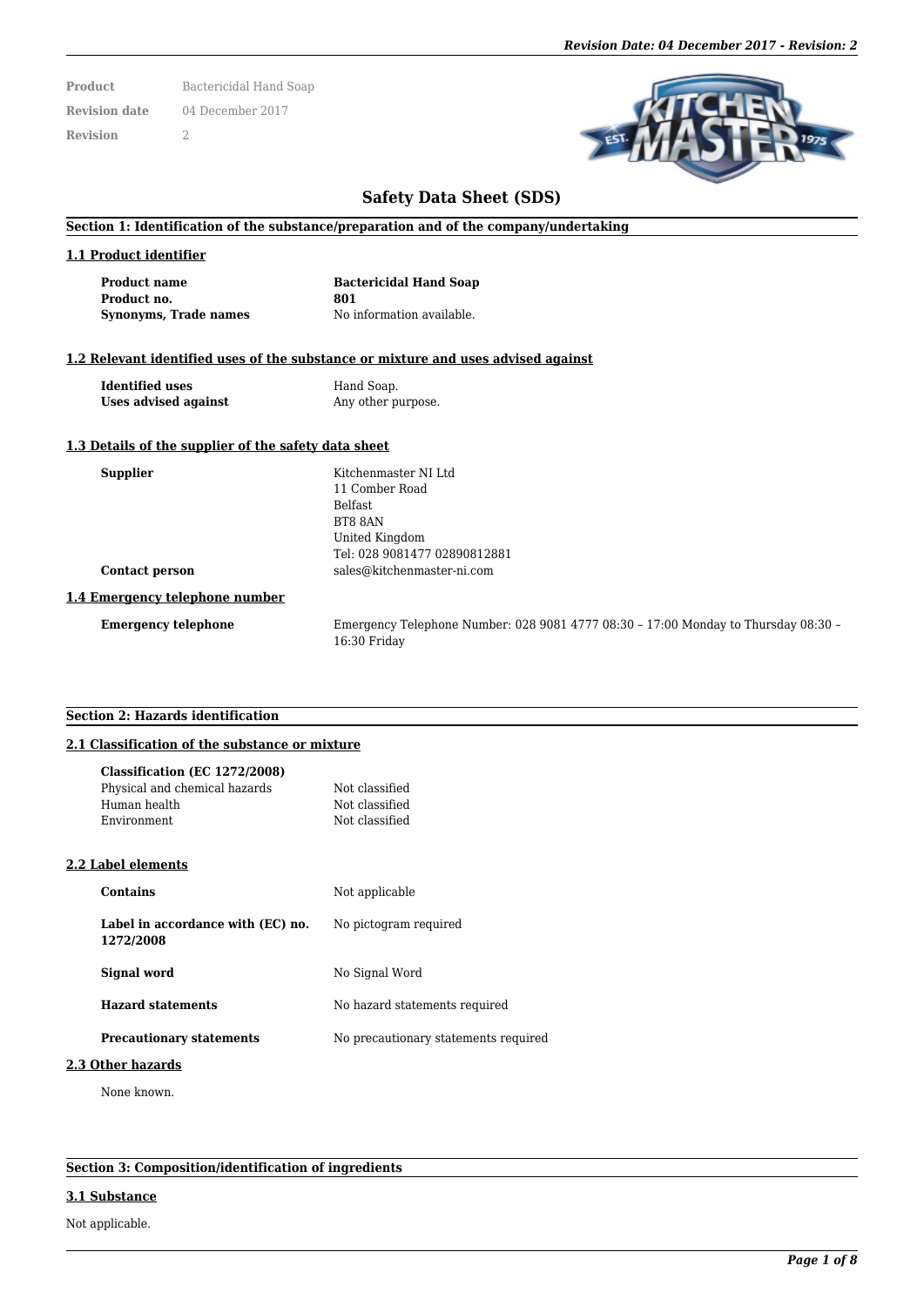| Product | Bactericidal Hand Soap |
| --- | --- |
| Revision date | 04 December 2017 |
| Revision | 2 |

# Safety Data Sheet (SDS)

## Section 1: Identification of the substance/preparation and of the company/undertaking

### 1.1 Product identifier

| | |
| --- | --- |
| **Product name** | **Bactericidal Hand Soap** |
| **Product no.** | **801** |
| **Synonyms, Trade names** | No information available. |

### 1.2 Relevant identified uses of the substance or mixture and uses advised against

| | |
| --- | --- |
| **Identified uses** | Hand Soap. |
| **Uses advised against** | Any other purpose. |

### 1.3 Details of the supplier of the safety data sheet

| | |
| --- | --- |
| **Supplier** | Kitchenmaster NI Ltd<br>11 Comber Road<br>Belfast<br>BT8 8AN<br>United Kingdom<br>Tel: 028 9081477 02890812881 |
| **Contact person** | sales@kitchenmaster-ni.com |

### 1.4 Emergency telephone number

| | |
| --- | --- |
| **Emergency telephone** | Emergency Telephone Number: 028 9081 4777 08:30 – 17:00 Monday to Thursday 08:30 – 16:30 Friday |

## Section 2: Hazards identification

### 2.1 Classification of the substance or mixture

**Classification (EC 1272/2008)**

| | |
| --- | --- |
| Physical and chemical hazards | Not classified |
| Human health | Not classified |
| Environment | Not classified |

### 2.2 Label elements

| | |
| --- | --- |
| **Contains** | Not applicable |
| **Label in accordance with (EC) no. 1272/2008** | No pictogram required |
| **Signal word** | No Signal Word |
| **Hazard statements** | No hazard statements required |
| **Precautionary statements** | No precautionary statements required |

### 2.3 Other hazards

None known.

## Section 3: Composition/identification of ingredients

### 3.1 Substance

Not applicable.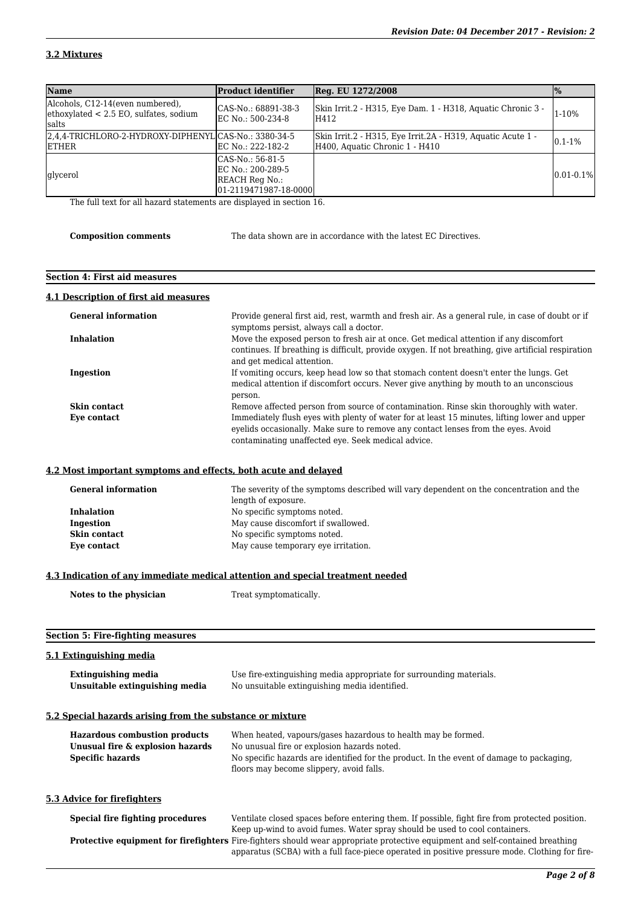### 3.2 Mixtures

| Name | Product identifier | Reg. EU 1272/2008 | % |
|---|---|---|---|
| Alcohols, C12-14(even numbered), ethoxylated < 2.5 EO, sulfates, sodium salts | CAS-No.: 68891-38-3<br>EC No.: 500-234-8 | Skin Irrit.2 - H315, Eye Dam. 1 - H318, Aquatic Chronic 3 - H412 | 1-10% |
| 2,4,4-TRICHLORO-2-HYDROXY-DIPHENYL ETHER | CAS-No.: 3380-34-5<br>EC No.: 222-182-2 | Skin Irrit.2 - H315, Eye Irrit.2A - H319, Aquatic Acute 1 - H400, Aquatic Chronic 1 - H410 | 0.1-1% |
| glycerol | CAS-No.: 56-81-5<br>EC No.: 200-289-5<br>REACH Reg No.: 01-2119471987-18-0000 | | 0.01-0.1% |

The full text for all hazard statements are displayed in section 16.

**Composition comments** The data shown are in accordance with the latest EC Directives.

## Section 4: First aid measures

### 4.1 Description of first aid measures

**General information** Provide general first aid, rest, warmth and fresh air. As a general rule, in case of doubt or if symptoms persist, always call a doctor.

**Inhalation** Move the exposed person to fresh air at once. Get medical attention if any discomfort continues. If breathing is difficult, provide oxygen. If not breathing, give artificial respiration and get medical attention.

**Ingestion** If vomiting occurs, keep head low so that stomach content doesn't enter the lungs. Get medical attention if discomfort occurs. Never give anything by mouth to an unconscious person.

**Skin contact** Remove affected person from source of contamination. Rinse skin thoroughly with water.

**Eye contact** Immediately flush eyes with plenty of water for at least 15 minutes, lifting lower and upper eyelids occasionally. Make sure to remove any contact lenses from the eyes. Avoid contaminating unaffected eye. Seek medical advice.

### 4.2 Most important symptoms and effects, both acute and delayed

**General information** The severity of the symptoms described will vary dependent on the concentration and the length of exposure.

**Inhalation** No specific symptoms noted.

**Ingestion** May cause discomfort if swallowed.

**Skin contact** No specific symptoms noted.

**Eye contact** May cause temporary eye irritation.

### 4.3 Indication of any immediate medical attention and special treatment needed

**Notes to the physician** Treat symptomatically.

## Section 5: Fire-fighting measures

### 5.1 Extinguishing media

**Extinguishing media** Use fire-extinguishing media appropriate for surrounding materials.

**Unsuitable extinguishing media** No unsuitable extinguishing media identified.

### 5.2 Special hazards arising from the substance or mixture

**Hazardous combustion products** When heated, vapours/gases hazardous to health may be formed.

**Unusual fire & explosion hazards** No unusual fire or explosion hazards noted.

**Specific hazards** No specific hazards are identified for the product. In the event of damage to packaging, floors may become slippery, avoid falls.

### 5.3 Advice for firefighters

**Special fire fighting procedures** Ventilate closed spaces before entering them. If possible, fight fire from protected position. Keep up-wind to avoid fumes. Water spray should be used to cool containers.

**Protective equipment for firefighters** Fire-fighters should wear appropriate protective equipment and self-contained breathing apparatus (SCBA) with a full face-piece operated in positive pressure mode. Clothing for fire-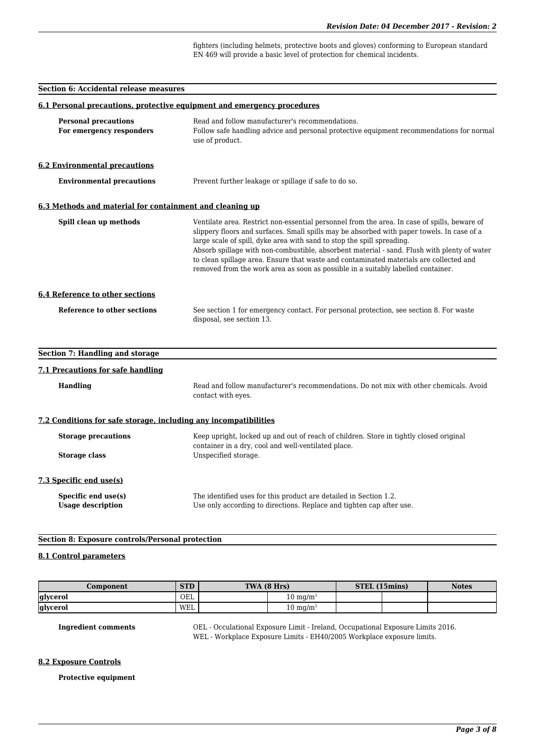fighters (including helmets, protective boots and gloves) conforming to European standard EN 469 will provide a basic level of protection for chemical incidents.

## Section 6: Accidental release measures

### 6.1 Personal precautions, protective equipment and emergency procedures

**Personal precautions** Read and follow manufacturer's recommendations.

**For emergency responders** Follow safe handling advice and personal protective equipment recommendations for normal use of product.

### 6.2 Environmental precautions

**Environmental precautions** Prevent further leakage or spillage if safe to do so.

### 6.3 Methods and material for containment and cleaning up

**Spill clean up methods** Ventilate area. Restrict non-essential personnel from the area. In case of spills, beware of slippery floors and surfaces. Small spills may be absorbed with paper towels. In case of a large scale of spill, dyke area with sand to stop the spill spreading.
Absorb spillage with non-combustible, absorbent material - sand. Flush with plenty of water to clean spillage area. Ensure that waste and contaminated materials are collected and removed from the work area as soon as possible in a suitably labelled container.

### 6.4 Reference to other sections

**Reference to other sections** See section 1 for emergency contact. For personal protection, see section 8. For waste disposal, see section 13.

## Section 7: Handling and storage

### 7.1 Precautions for safe handling

**Handling** Read and follow manufacturer's recommendations. Do not mix with other chemicals. Avoid contact with eyes.

### 7.2 Conditions for safe storage, including any incompatibilities

**Storage precautions** Keep upright, locked up and out of reach of children. Store in tightly closed original container in a dry, cool and well-ventilated place.

**Storage class** Unspecified storage.

### 7.3 Specific end use(s)

**Specific end use(s)** The identified uses for this product are detailed in Section 1.2.

**Usage description** Use only according to directions. Replace and tighten cap after use.

## Section 8: Exposure controls/Personal protection

### 8.1 Control parameters

| Component | STD | TWA (8 Hrs) | | STEL (15mins) | | Notes |
|---|---|---|---|---|---|---|
| glycerol | OEL | | 10 mg/m³ | | | |
| glycerol | WEL | | 10 mg/m³ | | | |

**Ingredient comments** OEL - Occulational Exposure Limit - Ireland, Occupational Exposure Limits 2016.
WEL - Workplace Exposure Limits - EH40/2005 Workplace exposure limits.

### 8.2 Exposure Controls

**Protective equipment**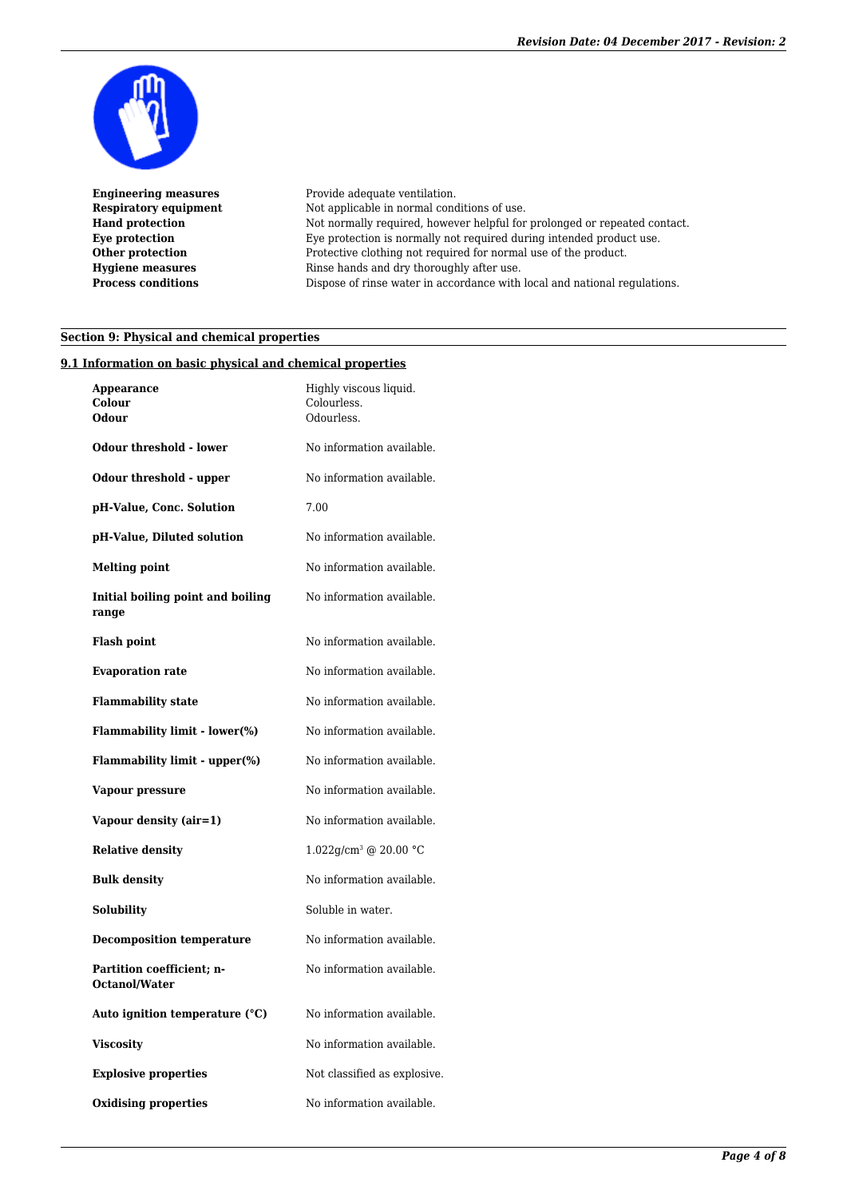| | |
|---|---|
| **Engineering measures** | Provide adequate ventilation. |
| **Respiratory equipment** | Not applicable in normal conditions of use. |
| **Hand protection** | Not normally required, however helpful for prolonged or repeated contact. |
| **Eye protection** | Eye protection is normally not required during intended product use. |
| **Other protection** | Protective clothing not required for normal use of the product. |
| **Hygiene measures** | Rinse hands and dry thoroughly after use. |
| **Process conditions** | Dispose of rinse water in accordance with local and national regulations. |

## Section 9: Physical and chemical properties

### 9.1 Information on basic physical and chemical properties

| | |
|---|---|
| **Appearance** | Highly viscous liquid. |
| **Colour** | Colourless. |
| **Odour** | Odourless. |
| **Odour threshold - lower** | No information available. |
| **Odour threshold - upper** | No information available. |
| **pH-Value, Conc. Solution** | 7.00 |
| **pH-Value, Diluted solution** | No information available. |
| **Melting point** | No information available. |
| **Initial boiling point and boiling range** | No information available. |
| **Flash point** | No information available. |
| **Evaporation rate** | No information available. |
| **Flammability state** | No information available. |
| **Flammability limit - lower(%)** | No information available. |
| **Flammability limit - upper(%)** | No information available. |
| **Vapour pressure** | No information available. |
| **Vapour density (air=1)** | No information available. |
| **Relative density** | 1.022g/cm³ @ 20.00 °C |
| **Bulk density** | No information available. |
| **Solubility** | Soluble in water. |
| **Decomposition temperature** | No information available. |
| **Partition coefficient; n-Octanol/Water** | No information available. |
| **Auto ignition temperature (°C)** | No information available. |
| **Viscosity** | No information available. |
| **Explosive properties** | Not classified as explosive. |
| **Oxidising properties** | No information available. |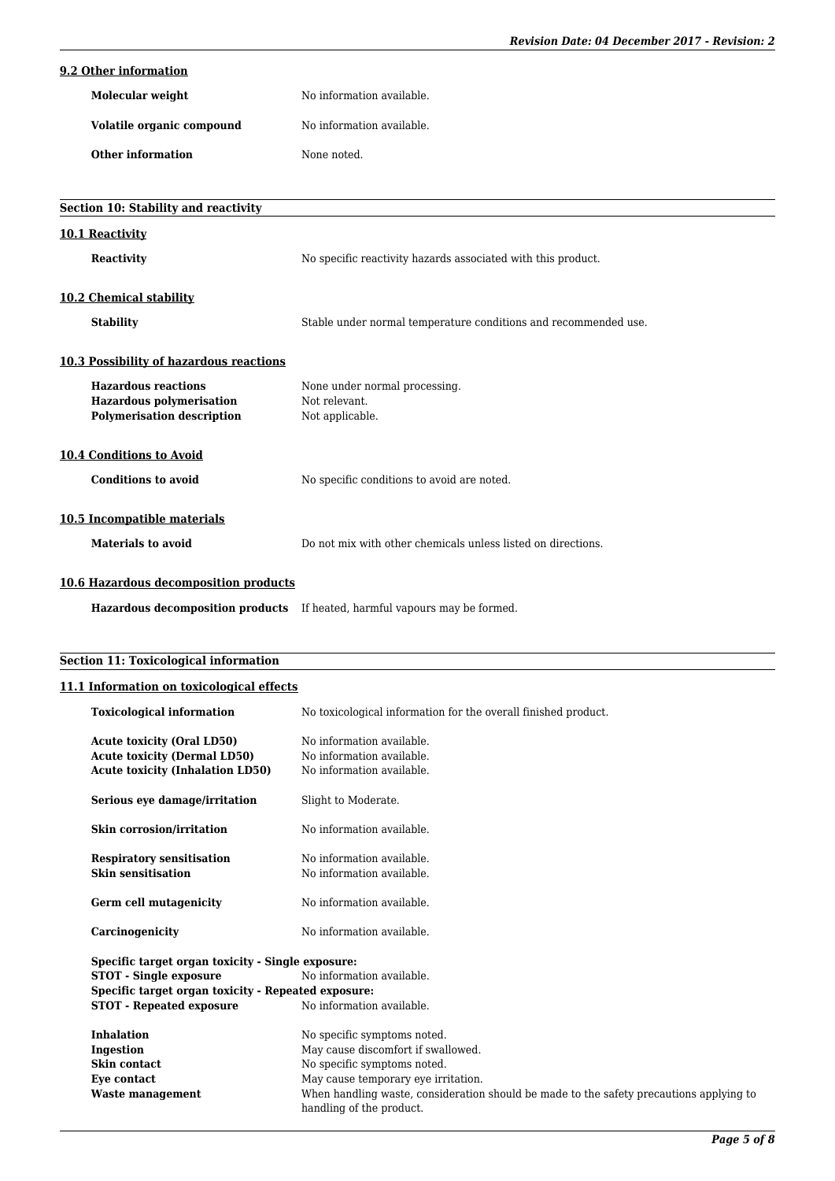### 9.2 Other information

| | |
|---|---|
| **Molecular weight** | No information available. |
| **Volatile organic compound** | No information available. |
| **Other information** | None noted. |

## Section 10: Stability and reactivity

### 10.1 Reactivity

| | |
|---|---|
| **Reactivity** | No specific reactivity hazards associated with this product. |

### 10.2 Chemical stability

| | |
|---|---|
| **Stability** | Stable under normal temperature conditions and recommended use. |

### 10.3 Possibility of hazardous reactions

| | |
|---|---|
| **Hazardous reactions** | None under normal processing. |
| **Hazardous polymerisation** | Not relevant. |
| **Polymerisation description** | Not applicable. |

### 10.4 Conditions to Avoid

| | |
|---|---|
| **Conditions to avoid** | No specific conditions to avoid are noted. |

### 10.5 Incompatible materials

| | |
|---|---|
| **Materials to avoid** | Do not mix with other chemicals unless listed on directions. |

### 10.6 Hazardous decomposition products

| | |
|---|---|
| **Hazardous decomposition products** | If heated, harmful vapours may be formed. |

## Section 11: Toxicological information

### 11.1 Information on toxicological effects

| | |
|---|---|
| **Toxicological information** | No toxicological information for the overall finished product. |
| **Acute toxicity (Oral LD50)** | No information available. |
| **Acute toxicity (Dermal LD50)** | No information available. |
| **Acute toxicity (Inhalation LD50)** | No information available. |
| **Serious eye damage/irritation** | Slight to Moderate. |
| **Skin corrosion/irritation** | No information available. |
| **Respiratory sensitisation** | No information available. |
| **Skin sensitisation** | No information available. |
| **Germ cell mutagenicity** | No information available. |
| **Carcinogenicity** | No information available. |

**Specific target organ toxicity - Single exposure:**

| | |
|---|---|
| **STOT - Single exposure** | No information available. |

**Specific target organ toxicity - Repeated exposure:**

| | |
|---|---|
| **STOT - Repeated exposure** | No information available. |

| | |
|---|---|
| **Inhalation** | No specific symptoms noted. |
| **Ingestion** | May cause discomfort if swallowed. |
| **Skin contact** | No specific symptoms noted. |
| **Eye contact** | May cause temporary eye irritation. |
| **Waste management** | When handling waste, consideration should be made to the safety precautions applying to handling of the product. |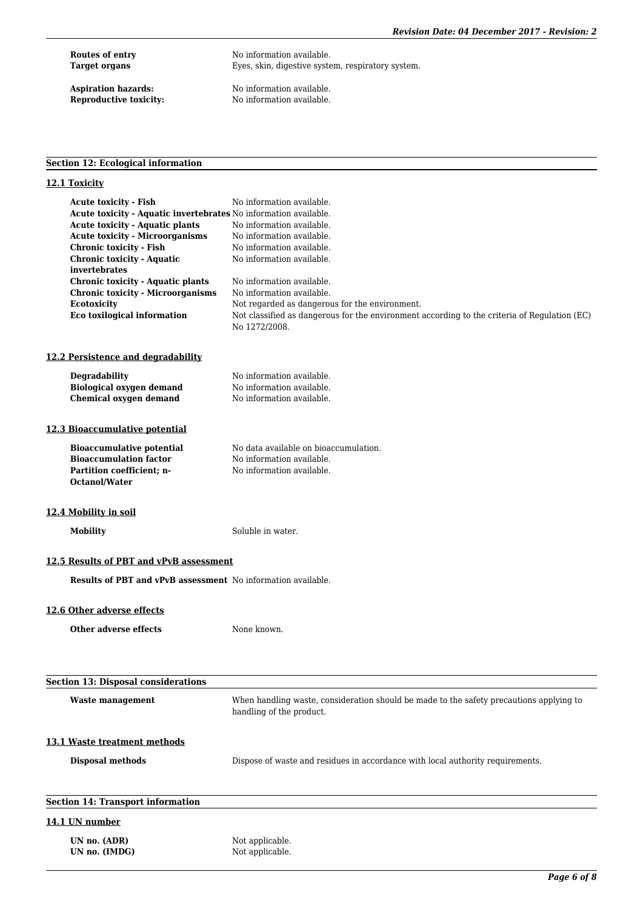| | |
|---|---|
| **Routes of entry** | No information available. |
| **Target organs** | Eyes, skin, digestive system, respiratory system. |
| **Aspiration hazards:** | No information available. |
| **Reproductive toxicity:** | No information available. |

## Section 12: Ecological information

### 12.1 Toxicity

| | |
|---|---|
| **Acute toxicity - Fish** | No information available. |
| **Acute toxicity - Aquatic invertebrates** | No information available. |
| **Acute toxicity - Aquatic plants** | No information available. |
| **Acute toxicity - Microorganisms** | No information available. |
| **Chronic toxicity - Fish** | No information available. |
| **Chronic toxicity - Aquatic invertebrates** | No information available. |
| **Chronic toxicity - Aquatic plants** | No information available. |
| **Chronic toxicity - Microorganisms** | No information available. |
| **Ecotoxicity** | Not regarded as dangerous for the environment. |
| **Eco toxilogical information** | Not classified as dangerous for the environment according to the criteria of Regulation (EC) No 1272/2008. |

### 12.2 Persistence and degradability

| | |
|---|---|
| **Degradability** | No information available. |
| **Biological oxygen demand** | No information available. |
| **Chemical oxygen demand** | No information available. |

### 12.3 Bioaccumulative potential

| | |
|---|---|
| **Bioaccumulative potential** | No data available on bioaccumulation. |
| **Bioaccumulation factor** | No information available. |
| **Partition coefficient; n-Octanol/Water** | No information available. |

### 12.4 Mobility in soil

| | |
|---|---|
| **Mobility** | Soluble in water. |

### 12.5 Results of PBT and vPvB assessment

| | |
|---|---|
| **Results of PBT and vPvB assessment** | No information available. |

### 12.6 Other adverse effects

| | |
|---|---|
| **Other adverse effects** | None known. |

## Section 13: Disposal considerations

| | |
|---|---|
| **Waste management** | When handling waste, consideration should be made to the safety precautions applying to handling of the product. |

### 13.1 Waste treatment methods

| | |
|---|---|
| **Disposal methods** | Dispose of waste and residues in accordance with local authority requirements. |

## Section 14: Transport information

### 14.1 UN number

| | |
|---|---|
| **UN no. (ADR)** | Not applicable. |
| **UN no. (IMDG)** | Not applicable. |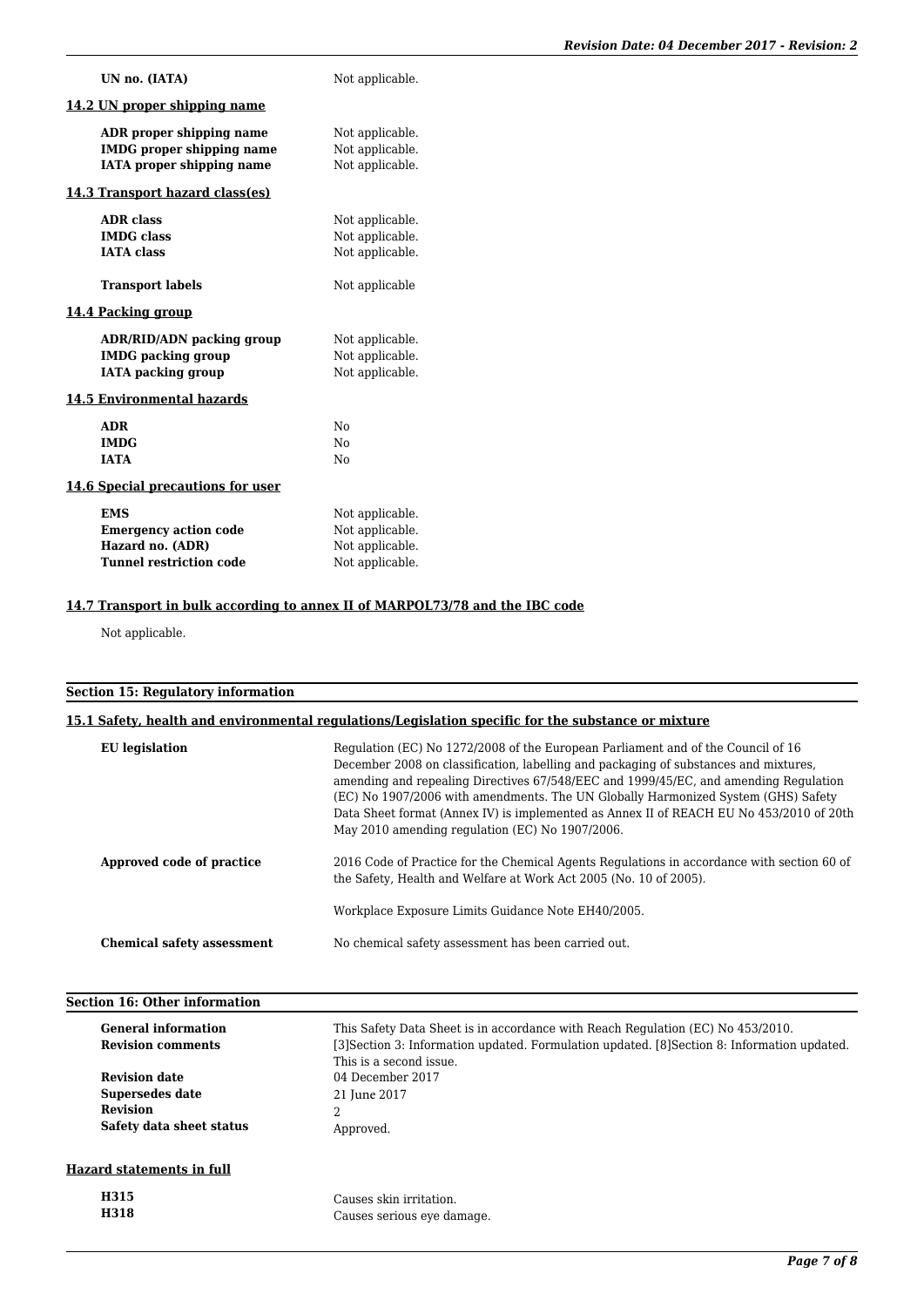| | |
|---|---|
| **UN no. (IATA)** | Not applicable. |

**14.2 UN proper shipping name**

| | |
|---|---|
| **ADR proper shipping name** | Not applicable. |
| **IMDG proper shipping name** | Not applicable. |
| **IATA proper shipping name** | Not applicable. |

**14.3 Transport hazard class(es)**

| | |
|---|---|
| **ADR class** | Not applicable. |
| **IMDG class** | Not applicable. |
| **IATA class** | Not applicable. |
| **Transport labels** | Not applicable |

**14.4 Packing group**

| | |
|---|---|
| **ADR/RID/ADN packing group** | Not applicable. |
| **IMDG packing group** | Not applicable. |
| **IATA packing group** | Not applicable. |

**14.5 Environmental hazards**

| | |
|---|---|
| **ADR** | No |
| **IMDG** | No |
| **IATA** | No |

**14.6 Special precautions for user**

| | |
|---|---|
| **EMS** | Not applicable. |
| **Emergency action code** | Not applicable. |
| **Hazard no. (ADR)** | Not applicable. |
| **Tunnel restriction code** | Not applicable. |

**14.7 Transport in bulk according to annex II of MARPOL73/78 and the IBC code**

Not applicable.

## Section 15: Regulatory information

**15.1 Safety, health and environmental regulations/Legislation specific for the substance or mixture**

| | |
|---|---|
| **EU legislation** | Regulation (EC) No 1272/2008 of the European Parliament and of the Council of 16 December 2008 on classification, labelling and packaging of substances and mixtures, amending and repealing Directives 67/548/EEC and 1999/45/EC, and amending Regulation (EC) No 1907/2006 with amendments. The UN Globally Harmonized System (GHS) Safety Data Sheet format (Annex IV) is implemented as Annex II of REACH EU No 453/2010 of 20th May 2010 amending regulation (EC) No 1907/2006. |
| **Approved code of practice** | 2016 Code of Practice for the Chemical Agents Regulations in accordance with section 60 of the Safety, Health and Welfare at Work Act 2005 (No. 10 of 2005).<br><br>Workplace Exposure Limits Guidance Note EH40/2005. |
| **Chemical safety assessment** | No chemical safety assessment has been carried out. |

## Section 16: Other information

| | |
|---|---|
| **General information** | This Safety Data Sheet is in accordance with Reach Regulation (EC) No 453/2010. |
| **Revision comments** | [3]Section 3: Information updated. Formulation updated. [8]Section 8: Information updated. This is a second issue. |
| **Revision date** | 04 December 2017 |
| **Supersedes date** | 21 June 2017 |
| **Revision** | 2 |
| **Safety data sheet status** | Approved. |

**Hazard statements in full**

| | |
|---|---|
| **H315** | Causes skin irritation. |
| **H318** | Causes serious eye damage. |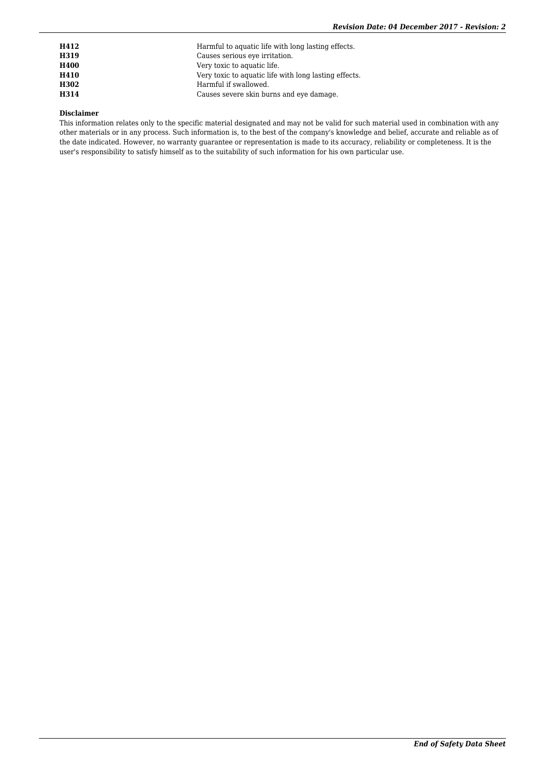| | |
|---|---|
| **H412** | Harmful to aquatic life with long lasting effects. |
| **H319** | Causes serious eye irritation. |
| **H400** | Very toxic to aquatic life. |
| **H410** | Very toxic to aquatic life with long lasting effects. |
| **H302** | Harmful if swallowed. |
| **H314** | Causes severe skin burns and eye damage. |

**Disclaimer**

This information relates only to the specific material designated and may not be valid for such material used in combination with any other materials or in any process. Such information is, to the best of the company's knowledge and belief, accurate and reliable as of the date indicated. However, no warranty guarantee or representation is made to its accuracy, reliability or completeness. It is the user's responsibility to satisfy himself as to the suitability of such information for his own particular use.

***End of Safety Data Sheet***